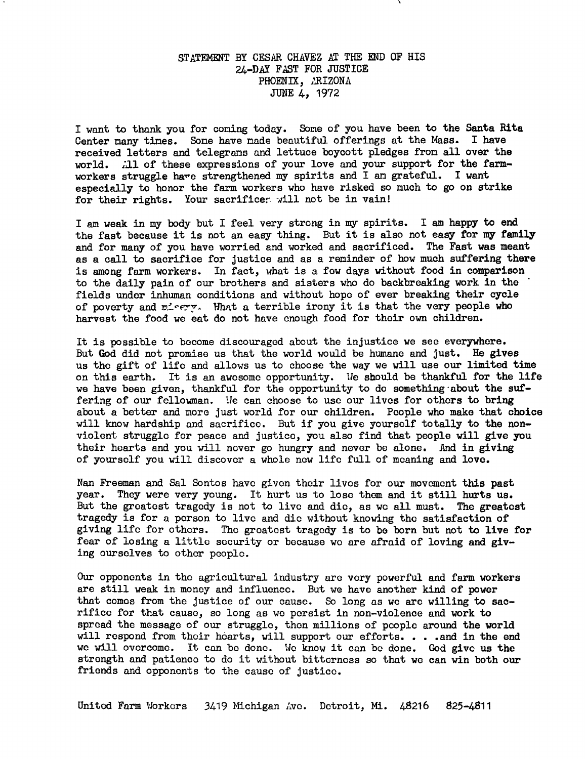# STATEMENT BY CESAR CHAVEZ AT THE END OF HIS 24-DAY FAST FOR JUSTICE
## PHOENIX, ARIZONA
## JUNE 4, 1972

I want to thank you for coming today. Some of you have been to the Santa Rita Center many times. Some have made beautiful offerings at the Mass. I have received letters and telegrams and lettuce boycott pledges from all over the world. All of these expressions of your love and your support for the farm-workers struggle have strengthened my spirits and I am grateful. I want especially to honor the farm workers who have risked so much to go on strike for their rights. Your sacrifices will not be in vain!

I am weak in my body but I feel very strong in my spirits. I am happy to end the fast because it is not an easy thing. But it is also not easy for my family and for many of you have worried and worked and sacrificed. The Fast was meant as a call to sacrifice for justice and as a reminder of how much suffering there is among farm workers. In fact, what is a few days without food in comparison to the daily pain of our brothers and sisters who do backbreaking work in the fields under inhuman conditions and without hope of ever breaking their cycle of poverty and misery. What a terrible irony it is that the very people who harvest the food we eat do not have enough food for their own children.

It is possible to become discouraged about the injustice we see everywhere. But God did not promise us that the world would be humane and just. He gives us the gift of life and allows us to choose the way we will use our limited time on this earth. It is an awesome opportunity. We should be thankful for the life we have been given, thankful for the opportunity to do something about the suffering of our fellowman. We can choose to use our lives for others to bring about a better and more just world for our children. People who make that choice will know hardship and sacrifice. But if you give yourself totally to the non-violent struggle for peace and justice, you also find that people will give you their hearts and you will never go hungry and never be alone. And in giving of yourself you will discover a whole new life full of meaning and love.

Nan Freeman and Sal Sontos have given their lives for our movement this past year. They were very young. It hurt us to lose them and it still hurts us. But the greatest tragedy is not to live and die, as we all must. The greatest tragedy is for a person to live and die without knowing the satisfaction of giving life for others. The greatest tragedy is to be born but not to live for fear of losing a little security or because we are afraid of loving and giving ourselves to other people.

Our opponents in the agricultural industry are very powerful and farm workers are still weak in money and influence. But we have another kind of power that comes from the justice of our cause. So long as we are willing to sacrifice for that cause, so long as we persist in non-violence and work to spread the message of our struggle, then millions of people around the world will respond from their hearts, will support our efforts. . . .and in the end we will overcome. It can be done. We know it can be done. God give us the strength and patience to do it without bitterness so that we can win both our friends and opponents to the cause of justice.

United Farm Workers 3419 Michigan Ave. Detroit, Mi. 48216 825-4811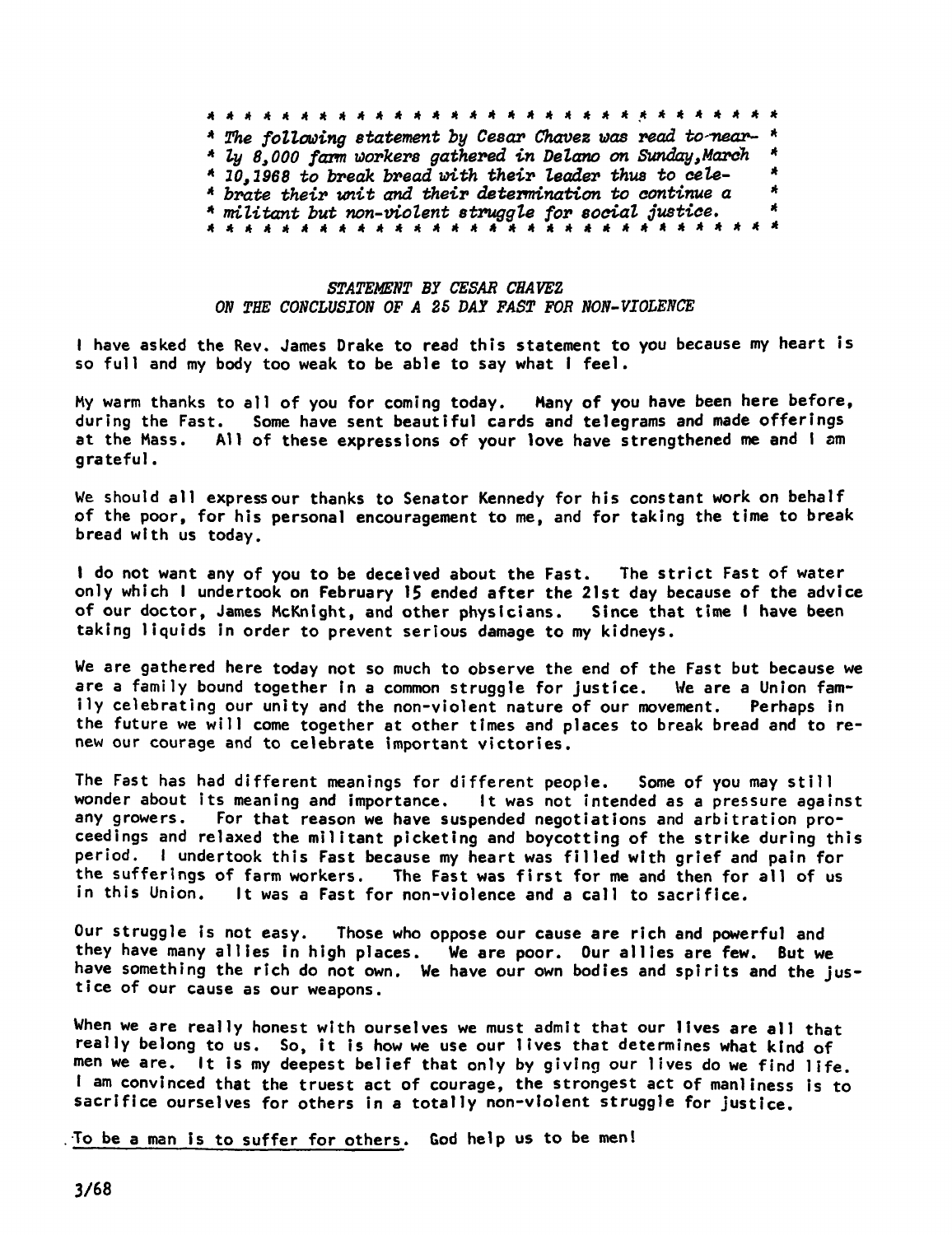*The following statement by Cesar Chavez was read to nearly 8,000 farm workers gathered in Delano on Sunday, March 10, 1968 to break bread with their leader thus to celebrate their unit and their determination to continue a militant but non-violent struggle for social justice.*

## *STATEMENT BY CESAR CHAVEZ ON THE CONCLUSION OF A 25 DAY FAST FOR NON-VIOLENCE*

I have asked the Rev. James Drake to read this statement to you because my heart is so full and my body too weak to be able to say what I feel.

My warm thanks to all of you for coming today. Many of you have been here before, during the Fast. Some have sent beautiful cards and telegrams and made offerings at the Mass. All of these expressions of your love have strengthened me and I am grateful.

We should all express our thanks to Senator Kennedy for his constant work on behalf of the poor, for his personal encouragement to me, and for taking the time to break bread with us today.

I do not want any of you to be deceived about the Fast. The strict Fast of water only which I undertook on February 15 ended after the 21st day because of the advice of our doctor, James McKnight, and other physicians. Since that time I have been taking liquids in order to prevent serious damage to my kidneys.

We are gathered here today not so much to observe the end of the Fast but because we are a family bound together in a common struggle for justice. We are a Union family celebrating our unity and the non-violent nature of our movement. Perhaps in the future we will come together at other times and places to break bread and to renew our courage and to celebrate important victories.

The Fast has had different meanings for different people. Some of you may still wonder about its meaning and importance. It was not intended as a pressure against any growers. For that reason we have suspended negotiations and arbitration proceedings and relaxed the militant picketing and boycotting of the strike during this period. I undertook this Fast because my heart was filled with grief and pain for the sufferings of farm workers. The Fast was first for me and then for all of us in this Union. It was a Fast for non-violence and a call to sacrifice.

Our struggle is not easy. Those who oppose our cause are rich and powerful and they have many allies in high places. We are poor. Our allies are few. But we have something the rich do not own. We have our own bodies and spirits and the justice of our cause as our weapons.

When we are really honest with ourselves we must admit that our lives are all that really belong to us. So, it is how we use our lives that determines what kind of men we are. It is my deepest belief that only by giving our lives do we find life. I am convinced that the truest act of courage, the strongest act of manliness is to sacrifice ourselves for others in a totally non-violent struggle for justice.

<u>To be a man is to suffer for others</u>. God help us to be men!

3/68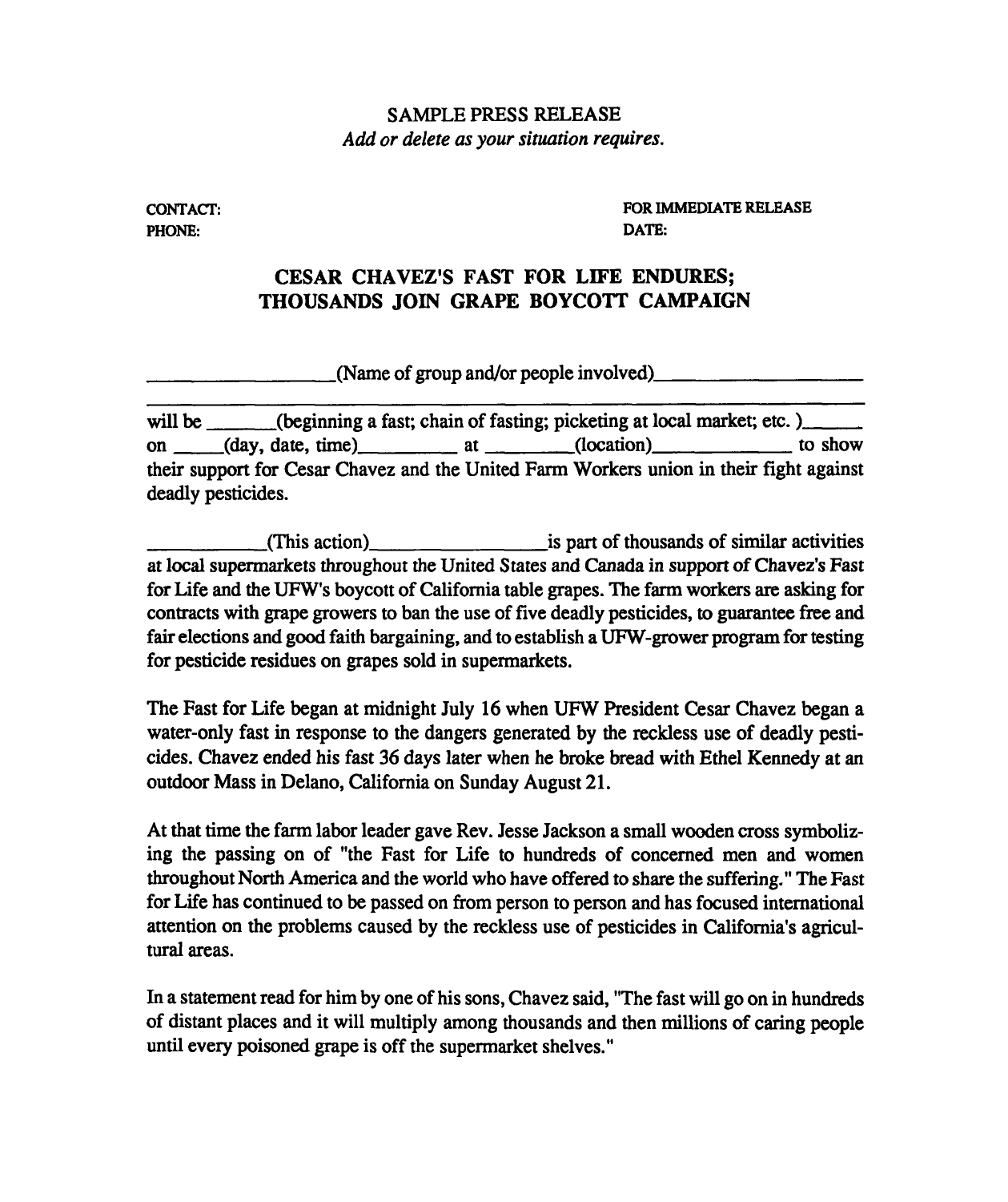SAMPLE PRESS RELEASE

*Add or delete as your situation requires.*

CONTACT: FOR IMMEDIATE RELEASE

PHONE: DATE:

## CESAR CHAVEZ'S FAST FOR LIFE ENDURES; THOUSANDS JOIN GRAPE BOYCOTT CAMPAIGN

___________________(Name of group and/or people involved)____________________

________________________________________________________________

will be ______(beginning a fast; chain of fasting; picketing at local market; etc. )______ on _____(day, date, time)_________ at ________(location)_____________ to show their support for Cesar Chavez and the United Farm Workers union in their fight against deadly pesticides.

___________(This action)_________________is part of thousands of similar activities at local supermarkets throughout the United States and Canada in support of Chavez's Fast for Life and the UFW's boycott of California table grapes. The farm workers are asking for contracts with grape growers to ban the use of five deadly pesticides, to guarantee free and fair elections and good faith bargaining, and to establish a UFW-grower program for testing for pesticide residues on grapes sold in supermarkets.

The Fast for Life began at midnight July 16 when UFW President Cesar Chavez began a water-only fast in response to the dangers generated by the reckless use of deadly pesticides. Chavez ended his fast 36 days later when he broke bread with Ethel Kennedy at an outdoor Mass in Delano, California on Sunday August 21.

At that time the farm labor leader gave Rev. Jesse Jackson a small wooden cross symbolizing the passing on of "the Fast for Life to hundreds of concerned men and women throughout North America and the world who have offered to share the suffering." The Fast for Life has continued to be passed on from person to person and has focused international attention on the problems caused by the reckless use of pesticides in California's agricultural areas.

In a statement read for him by one of his sons, Chavez said, "The fast will go on in hundreds of distant places and it will multiply among thousands and then millions of caring people until every poisoned grape is off the supermarket shelves."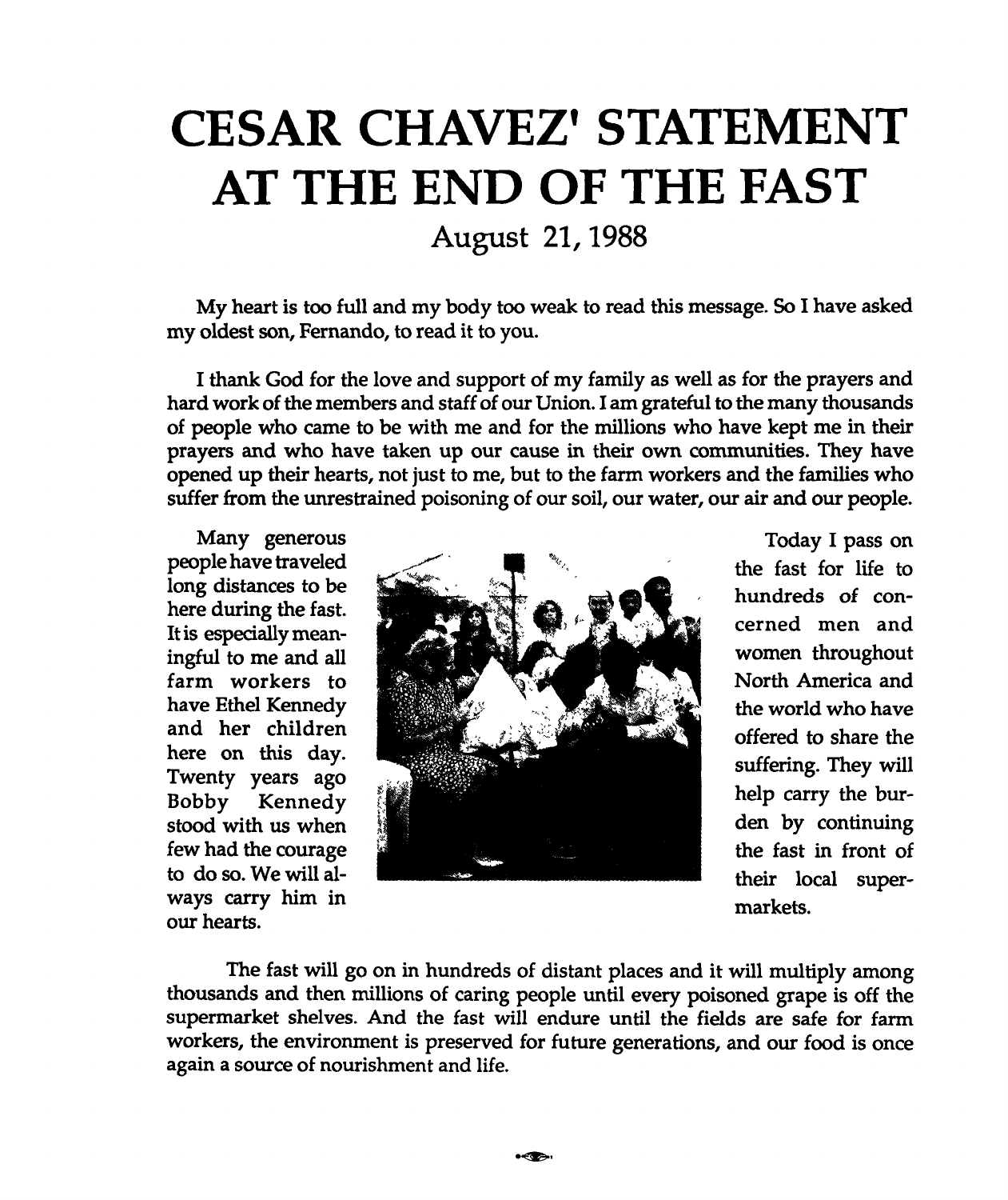# CESAR CHAVEZ' STATEMENT AT THE END OF THE FAST

## August 21, 1988

My heart is too full and my body too weak to read this message. So I have asked my oldest son, Fernando, to read it to you.

I thank God for the love and support of my family as well as for the prayers and hard work of the members and staff of our Union. I am grateful to the many thousands of people who came to be with me and for the millions who have kept me in their prayers and who have taken up our cause in their own communities. They have opened up their hearts, not just to me, but to the farm workers and the families who suffer from the unrestrained poisoning of our soil, our water, our air and our people.

Many generous people have traveled long distances to be here during the fast. It is especially meaningful to me and all farm workers to have Ethel Kennedy and her children here on this day. Twenty years ago Bobby Kennedy stood with us when few had the courage to do so. We will always carry him in our hearts.

Today I pass on the fast for life to hundreds of concerned men and women throughout North America and the world who have offered to share the suffering. They will help carry the burden by continuing the fast in front of their local supermarkets.

The fast will go on in hundreds of distant places and it will multiply among thousands and then millions of caring people until every poisoned grape is off the supermarket shelves. And the fast will endure until the fields are safe for farm workers, the environment is preserved for future generations, and our food is once again a source of nourishment and life.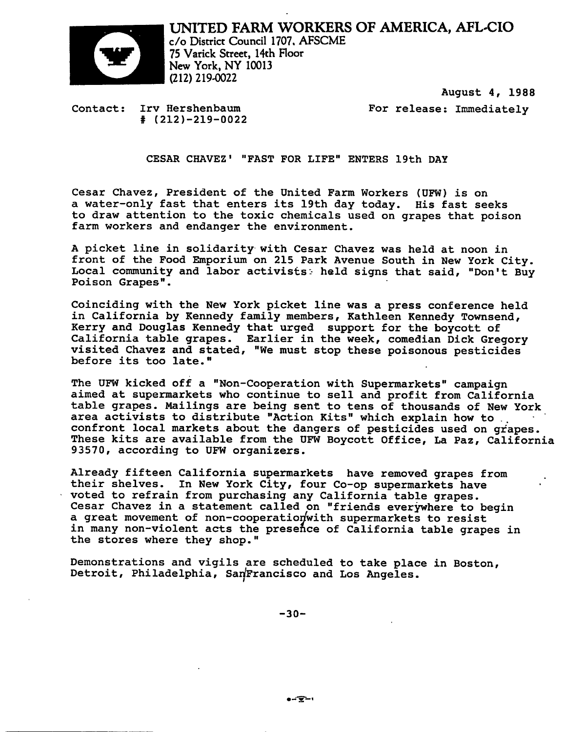# UNITED FARM WORKERS OF AMERICA, AFL-CIO

c/o District Council 1707, AFSCME
75 Varick Street, 14th Floor
New York, NY 10013
(212) 219-0022

August 4, 1988

Contact: Irv Hershenbaum
# (212)-219-0022

For release: Immediately

## CESAR CHAVEZ' "FAST FOR LIFE" ENTERS 19th DAY

Cesar Chavez, President of the United Farm Workers (UFW) is on a water-only fast that enters its 19th day today. His fast seeks to draw attention to the toxic chemicals used on grapes that poison farm workers and endanger the environment.

A picket line in solidarity with Cesar Chavez was held at noon in front of the Food Emporium on 215 Park Avenue South in New York City. Local community and labor activists held signs that said, "Don't Buy Poison Grapes".

Coinciding with the New York picket line was a press conference held in California by Kennedy family members, Kathleen Kennedy Townsend, Kerry and Douglas Kennedy that urged support for the boycott of California table grapes. Earlier in the week, comedian Dick Gregory visited Chavez and stated, "We must stop these poisonous pesticides before its too late."

The UFW kicked off a "Non-Cooperation with Supermarkets" campaign aimed at supermarkets who continue to sell and profit from California table grapes. Mailings are being sent to tens of thousands of New York area activists to distribute "Action Kits" which explain how to confront local markets about the dangers of pesticides used on grapes. These kits are available from the UFW Boycott Office, La Paz, California 93570, according to UFW organizers.

Already fifteen California supermarkets have removed grapes from their shelves. In New York City, four Co-op supermarkets have voted to refrain from purchasing any California table grapes. Cesar Chavez in a statement called on "friends everywhere to begin a great movement of non-cooperation with supermarkets to resist in many non-violent acts the presence of California table grapes in the stores where they shop."

Demonstrations and vigils are scheduled to take place in Boston, Detroit, Philadelphia, San Francisco and Los Angeles.

-30-